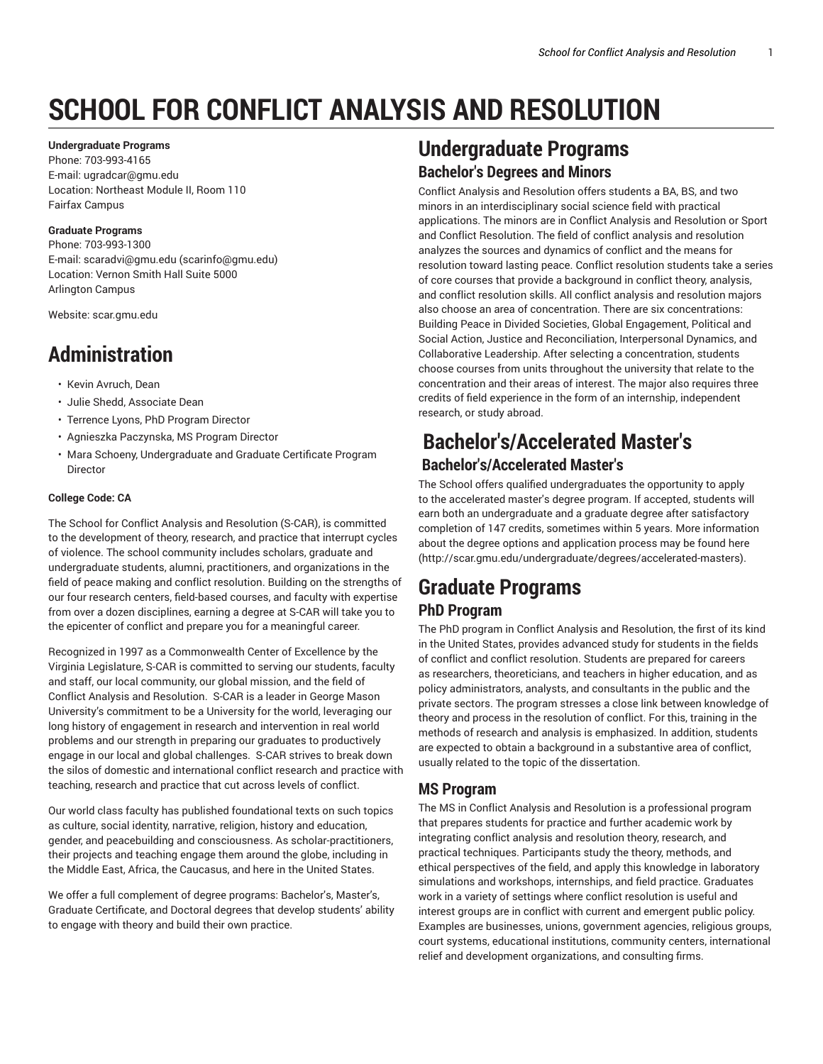# SCHOOL FOR CONFLICT ANALYSIS AND RESOLUTION

**Undergraduate Programs**
Phone: 703-993-4165
E-mail: ugradcar@gmu.edu
Location: Northeast Module II, Room 110
Fairfax Campus

**Graduate Programs**
Phone: 703-993-1300
E-mail: scaradvi@gmu.edu (scarinfo@gmu.edu)
Location: Vernon Smith Hall Suite 5000
Arlington Campus

Website: scar.gmu.edu

## Administration

- Kevin Avruch, Dean
- Julie Shedd, Associate Dean
- Terrence Lyons, PhD Program Director
- Agnieszka Paczynska, MS Program Director
- Mara Schoeny, Undergraduate and Graduate Certificate Program Director

**College Code: CA**

The School for Conflict Analysis and Resolution (S-CAR), is committed to the development of theory, research, and practice that interrupt cycles of violence. The school community includes scholars, graduate and undergraduate students, alumni, practitioners, and organizations in the field of peace making and conflict resolution. Building on the strengths of our four research centers, field-based courses, and faculty with expertise from over a dozen disciplines, earning a degree at S-CAR will take you to the epicenter of conflict and prepare you for a meaningful career.

Recognized in 1997 as a Commonwealth Center of Excellence by the Virginia Legislature, S-CAR is committed to serving our students, faculty and staff, our local community, our global mission, and the field of Conflict Analysis and Resolution. S-CAR is a leader in George Mason University's commitment to be a University for the world, leveraging our long history of engagement in research and intervention in real world problems and our strength in preparing our graduates to productively engage in our local and global challenges. S-CAR strives to break down the silos of domestic and international conflict research and practice with teaching, research and practice that cut across levels of conflict.

Our world class faculty has published foundational texts on such topics as culture, social identity, narrative, religion, history and education, gender, and peacebuilding and consciousness. As scholar-practitioners, their projects and teaching engage them around the globe, including in the Middle East, Africa, the Caucasus, and here in the United States.

We offer a full complement of degree programs: Bachelor's, Master's, Graduate Certificate, and Doctoral degrees that develop students' ability to engage with theory and build their own practice.

## Undergraduate Programs

### Bachelor's Degrees and Minors

Conflict Analysis and Resolution offers students a BA, BS, and two minors in an interdisciplinary social science field with practical applications. The minors are in Conflict Analysis and Resolution or Sport and Conflict Resolution. The field of conflict analysis and resolution analyzes the sources and dynamics of conflict and the means for resolution toward lasting peace. Conflict resolution students take a series of core courses that provide a background in conflict theory, analysis, and conflict resolution skills. All conflict analysis and resolution majors also choose an area of concentration. There are six concentrations: Building Peace in Divided Societies, Global Engagement, Political and Social Action, Justice and Reconciliation, Interpersonal Dynamics, and Collaborative Leadership. After selecting a concentration, students choose courses from units throughout the university that relate to the concentration and their areas of interest. The major also requires three credits of field experience in the form of an internship, independent research, or study abroad.

## Bachelor's/Accelerated Master's

### Bachelor's/Accelerated Master's

The School offers qualified undergraduates the opportunity to apply to the accelerated master's degree program. If accepted, students will earn both an undergraduate and a graduate degree after satisfactory completion of 147 credits, sometimes within 5 years. More information about the degree options and application process may be found here (http://scar.gmu.edu/undergraduate/degrees/accelerated-masters).

## Graduate Programs

### PhD Program

The PhD program in Conflict Analysis and Resolution, the first of its kind in the United States, provides advanced study for students in the fields of conflict and conflict resolution. Students are prepared for careers as researchers, theoreticians, and teachers in higher education, and as policy administrators, analysts, and consultants in the public and the private sectors. The program stresses a close link between knowledge of theory and process in the resolution of conflict. For this, training in the methods of research and analysis is emphasized. In addition, students are expected to obtain a background in a substantive area of conflict, usually related to the topic of the dissertation.

### MS Program

The MS in Conflict Analysis and Resolution is a professional program that prepares students for practice and further academic work by integrating conflict analysis and resolution theory, research, and practical techniques. Participants study the theory, methods, and ethical perspectives of the field, and apply this knowledge in laboratory simulations and workshops, internships, and field practice. Graduates work in a variety of settings where conflict resolution is useful and interest groups are in conflict with current and emergent public policy. Examples are businesses, unions, government agencies, religious groups, court systems, educational institutions, community centers, international relief and development organizations, and consulting firms.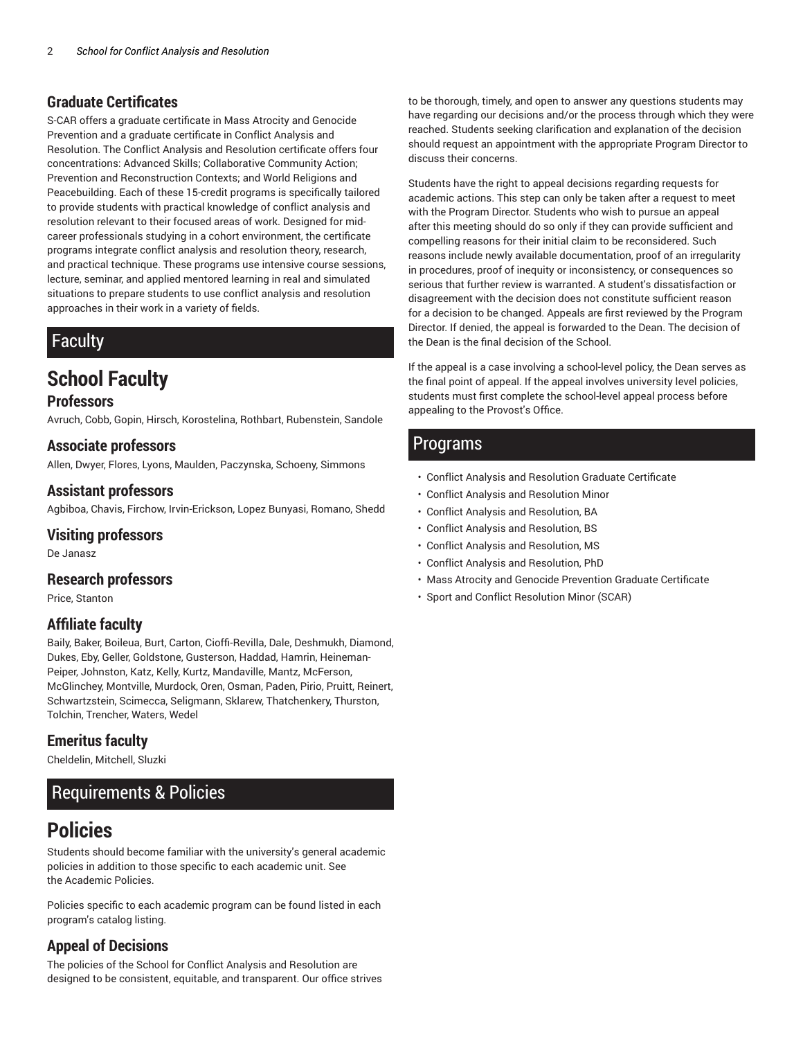## Graduate Certificates

S-CAR offers a graduate certificate in Mass Atrocity and Genocide Prevention and a graduate certificate in Conflict Analysis and Resolution. The Conflict Analysis and Resolution certificate offers four concentrations: Advanced Skills; Collaborative Community Action; Prevention and Reconstruction Contexts; and World Religions and Peacebuilding. Each of these 15-credit programs is specifically tailored to provide students with practical knowledge of conflict analysis and resolution relevant to their focused areas of work. Designed for mid-career professionals studying in a cohort environment, the certificate programs integrate conflict analysis and resolution theory, research, and practical technique. These programs use intensive course sessions, lecture, seminar, and applied mentored learning in real and simulated situations to prepare students to use conflict analysis and resolution approaches in their work in a variety of fields.

# Faculty

## School Faculty

### Professors

Avruch, Cobb, Gopin, Hirsch, Korostelina, Rothbart, Rubenstein, Sandole

### Associate professors

Allen, Dwyer, Flores, Lyons, Maulden, Paczynska, Schoeny, Simmons

### Assistant professors

Agbiboa, Chavis, Firchow, Irvin-Erickson, Lopez Bunyasi, Romano, Shedd

### Visiting professors

De Janasz

### Research professors

Price, Stanton

### Affiliate faculty

Baily, Baker, Boileua, Burt, Carton, Cioffi-Revilla, Dale, Deshmukh, Diamond, Dukes, Eby, Geller, Goldstone, Gusterson, Haddad, Hamrin, Heineman-Peiper, Johnston, Katz, Kelly, Kurtz, Mandaville, Mantz, McFerson, McGlinchey, Montville, Murdock, Oren, Osman, Paden, Pirio, Pruitt, Reinert, Schwartzstein, Scimecca, Seligmann, Sklarew, Thatchenkery, Thurston, Tolchin, Trencher, Waters, Wedel

### Emeritus faculty

Cheldelin, Mitchell, Sluzki

# Requirements & Policies

## Policies

Students should become familiar with the university's general academic policies in addition to those specific to each academic unit. See the Academic Policies.

Policies specific to each academic program can be found listed in each program's catalog listing.

### Appeal of Decisions

The policies of the School for Conflict Analysis and Resolution are designed to be consistent, equitable, and transparent. Our office strives to be thorough, timely, and open to answer any questions students may have regarding our decisions and/or the process through which they were reached. Students seeking clarification and explanation of the decision should request an appointment with the appropriate Program Director to discuss their concerns.

Students have the right to appeal decisions regarding requests for academic actions. This step can only be taken after a request to meet with the Program Director. Students who wish to pursue an appeal after this meeting should do so only if they can provide sufficient and compelling reasons for their initial claim to be reconsidered. Such reasons include newly available documentation, proof of an irregularity in procedures, proof of inequity or inconsistency, or consequences so serious that further review is warranted. A student's dissatisfaction or disagreement with the decision does not constitute sufficient reason for a decision to be changed. Appeals are first reviewed by the Program Director. If denied, the appeal is forwarded to the Dean. The decision of the Dean is the final decision of the School.

If the appeal is a case involving a school-level policy, the Dean serves as the final point of appeal. If the appeal involves university level policies, students must first complete the school-level appeal process before appealing to the Provost's Office.

# Programs

- Conflict Analysis and Resolution Graduate Certificate
- Conflict Analysis and Resolution Minor
- Conflict Analysis and Resolution, BA
- Conflict Analysis and Resolution, BS
- Conflict Analysis and Resolution, MS
- Conflict Analysis and Resolution, PhD
- Mass Atrocity and Genocide Prevention Graduate Certificate
- Sport and Conflict Resolution Minor (SCAR)